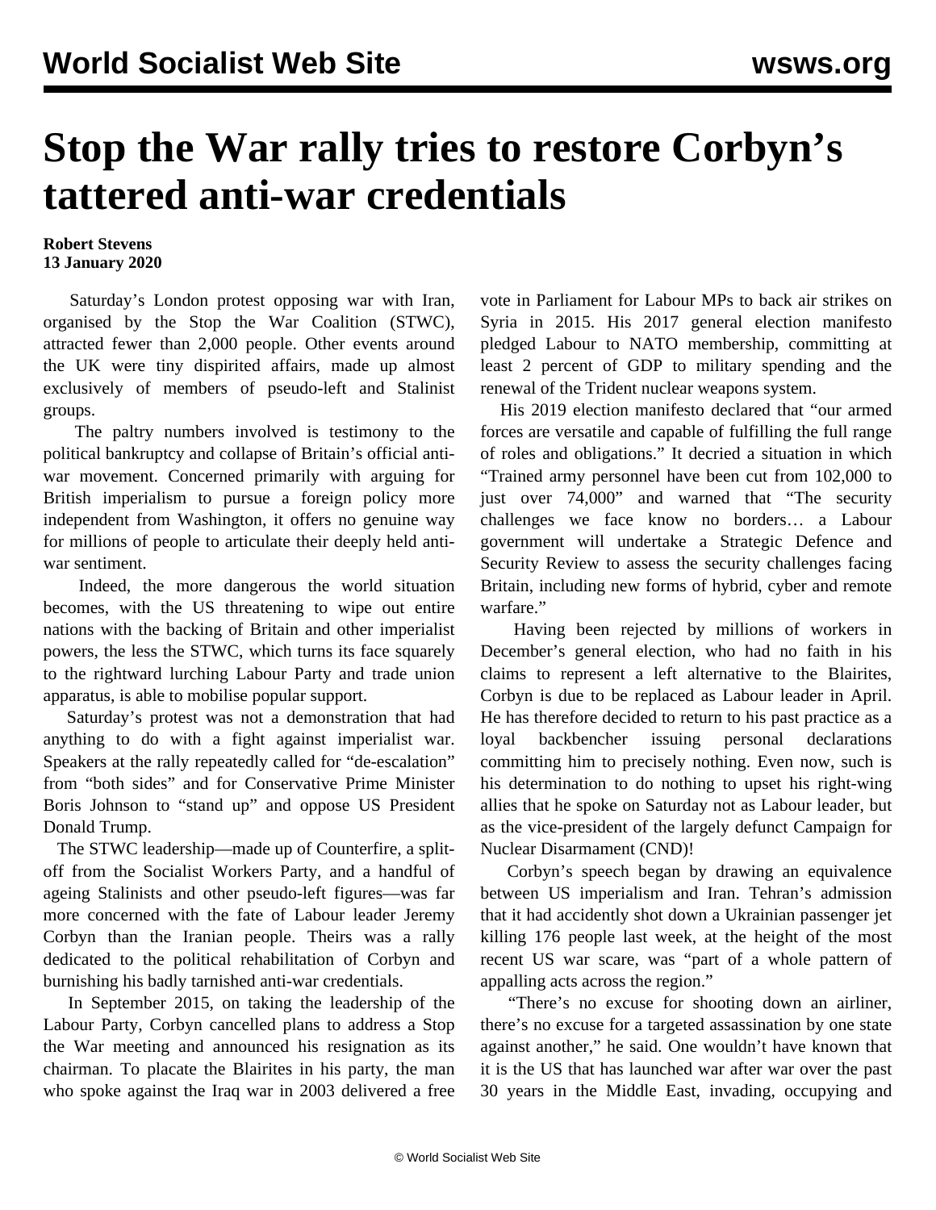# Stop the War rally tries to restore Corbyn's tattered anti-war credentials

**Robert Stevens**
**13 January 2020**

Saturday's London protest opposing war with Iran, organised by the Stop the War Coalition (STWC), attracted fewer than 2,000 people. Other events around the UK were tiny dispirited affairs, made up almost exclusively of members of pseudo-left and Stalinist groups.

The paltry numbers involved is testimony to the political bankruptcy and collapse of Britain's official anti-war movement. Concerned primarily with arguing for British imperialism to pursue a foreign policy more independent from Washington, it offers no genuine way for millions of people to articulate their deeply held anti-war sentiment.

Indeed, the more dangerous the world situation becomes, with the US threatening to wipe out entire nations with the backing of Britain and other imperialist powers, the less the STWC, which turns its face squarely to the rightward lurching Labour Party and trade union apparatus, is able to mobilise popular support.

Saturday's protest was not a demonstration that had anything to do with a fight against imperialist war. Speakers at the rally repeatedly called for "de-escalation" from "both sides" and for Conservative Prime Minister Boris Johnson to "stand up" and oppose US President Donald Trump.

The STWC leadership—made up of Counterfire, a split-off from the Socialist Workers Party, and a handful of ageing Stalinists and other pseudo-left figures—was far more concerned with the fate of Labour leader Jeremy Corbyn than the Iranian people. Theirs was a rally dedicated to the political rehabilitation of Corbyn and burnishing his badly tarnished anti-war credentials.

In September 2015, on taking the leadership of the Labour Party, Corbyn cancelled plans to address a Stop the War meeting and announced his resignation as its chairman. To placate the Blairites in his party, the man who spoke against the Iraq war in 2003 delivered a free vote in Parliament for Labour MPs to back air strikes on Syria in 2015. His 2017 general election manifesto pledged Labour to NATO membership, committing at least 2 percent of GDP to military spending and the renewal of the Trident nuclear weapons system.

His 2019 election manifesto declared that "our armed forces are versatile and capable of fulfilling the full range of roles and obligations." It decried a situation in which "Trained army personnel have been cut from 102,000 to just over 74,000" and warned that "The security challenges we face know no borders… a Labour government will undertake a Strategic Defence and Security Review to assess the security challenges facing Britain, including new forms of hybrid, cyber and remote warfare."

Having been rejected by millions of workers in December's general election, who had no faith in his claims to represent a left alternative to the Blairites, Corbyn is due to be replaced as Labour leader in April. He has therefore decided to return to his past practice as a loyal backbencher issuing personal declarations committing him to precisely nothing. Even now, such is his determination to do nothing to upset his right-wing allies that he spoke on Saturday not as Labour leader, but as the vice-president of the largely defunct Campaign for Nuclear Disarmament (CND)!

Corbyn's speech began by drawing an equivalence between US imperialism and Iran. Tehran's admission that it had accidently shot down a Ukrainian passenger jet killing 176 people last week, at the height of the most recent US war scare, was "part of a whole pattern of appalling acts across the region."

"There's no excuse for shooting down an airliner, there's no excuse for a targeted assassination by one state against another," he said. One wouldn't have known that it is the US that has launched war after war over the past 30 years in the Middle East, invading, occupying and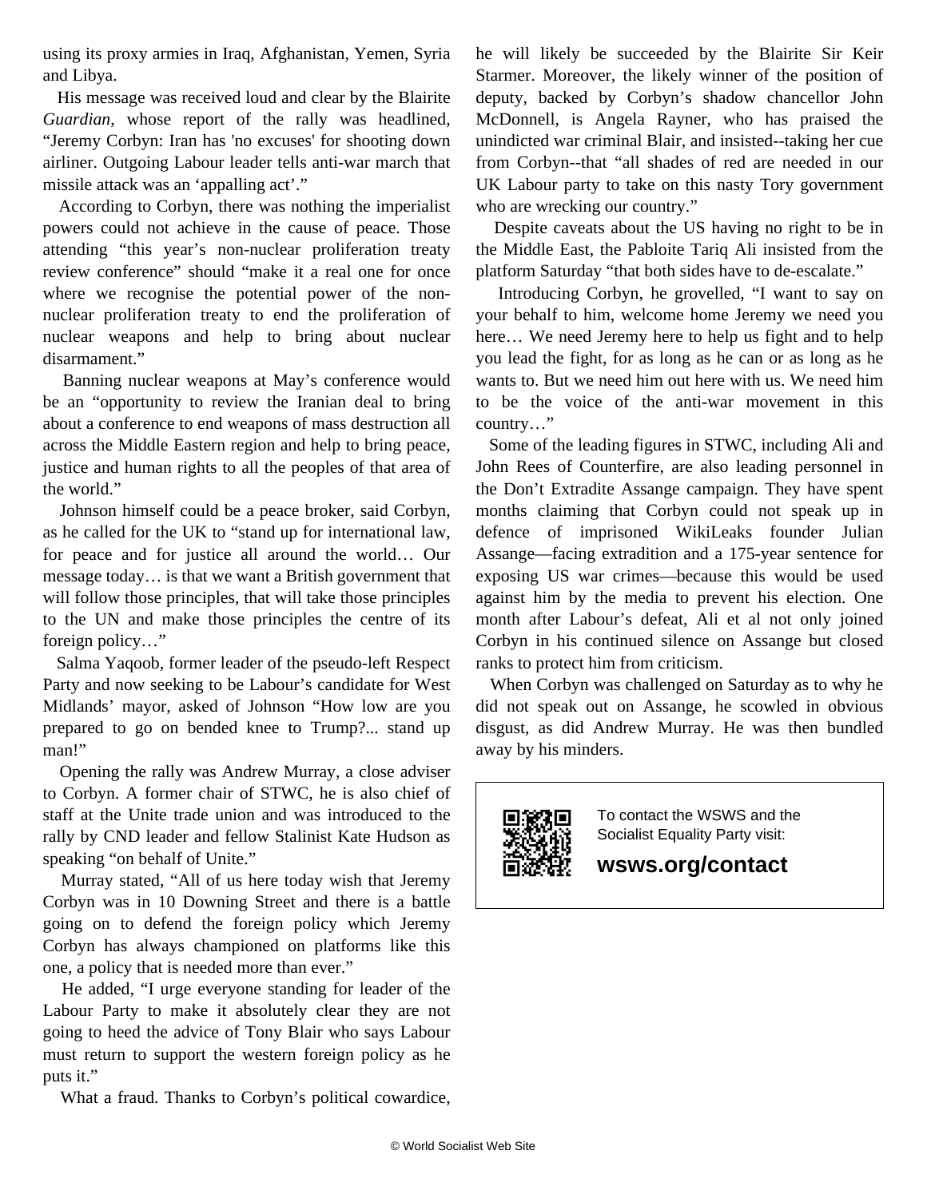using its proxy armies in Iraq, Afghanistan, Yemen, Syria and Libya.

His message was received loud and clear by the Blairite *Guardian*, whose report of the rally was headlined, "Jeremy Corbyn: Iran has 'no excuses' for shooting down airliner. Outgoing Labour leader tells anti-war march that missile attack was an 'appalling act'."

According to Corbyn, there was nothing the imperialist powers could not achieve in the cause of peace. Those attending "this year's non-nuclear proliferation treaty review conference" should "make it a real one for once where we recognise the potential power of the non-nuclear proliferation treaty to end the proliferation of nuclear weapons and help to bring about nuclear disarmament."

Banning nuclear weapons at May's conference would be an "opportunity to review the Iranian deal to bring about a conference to end weapons of mass destruction all across the Middle Eastern region and help to bring peace, justice and human rights to all the peoples of that area of the world."

Johnson himself could be a peace broker, said Corbyn, as he called for the UK to "stand up for international law, for peace and for justice all around the world… Our message today… is that we want a British government that will follow those principles, that will take those principles to the UN and make those principles the centre of its foreign policy…"

Salma Yaqoob, former leader of the pseudo-left Respect Party and now seeking to be Labour's candidate for West Midlands' mayor, asked of Johnson "How low are you prepared to go on bended knee to Trump?... stand up man!"

Opening the rally was Andrew Murray, a close adviser to Corbyn. A former chair of STWC, he is also chief of staff at the Unite trade union and was introduced to the rally by CND leader and fellow Stalinist Kate Hudson as speaking "on behalf of Unite."

Murray stated, "All of us here today wish that Jeremy Corbyn was in 10 Downing Street and there is a battle going on to defend the foreign policy which Jeremy Corbyn has always championed on platforms like this one, a policy that is needed more than ever."

He added, "I urge everyone standing for leader of the Labour Party to make it absolutely clear they are not going to heed the advice of Tony Blair who says Labour must return to support the western foreign policy as he puts it."

What a fraud. Thanks to Corbyn's political cowardice, he will likely be succeeded by the Blairite Sir Keir Starmer. Moreover, the likely winner of the position of deputy, backed by Corbyn's shadow chancellor John McDonnell, is Angela Rayner, who has praised the unindicted war criminal Blair, and insisted--taking her cue from Corbyn--that "all shades of red are needed in our UK Labour party to take on this nasty Tory government who are wrecking our country."

Despite caveats about the US having no right to be in the Middle East, the Pabloite Tariq Ali insisted from the platform Saturday "that both sides have to de-escalate."

Introducing Corbyn, he grovelled, "I want to say on your behalf to him, welcome home Jeremy we need you here… We need Jeremy here to help us fight and to help you lead the fight, for as long as he can or as long as he wants to. But we need him out here with us. We need him to be the voice of the anti-war movement in this country…"

Some of the leading figures in STWC, including Ali and John Rees of Counterfire, are also leading personnel in the Don't Extradite Assange campaign. They have spent months claiming that Corbyn could not speak up in defence of imprisoned WikiLeaks founder Julian Assange—facing extradition and a 175-year sentence for exposing US war crimes—because this would be used against him by the media to prevent his election. One month after Labour's defeat, Ali et al not only joined Corbyn in his continued silence on Assange but closed ranks to protect him from criticism.

When Corbyn was challenged on Saturday as to why he did not speak out on Assange, he scowled in obvious disgust, as did Andrew Murray. He was then bundled away by his minders.

To contact the WSWS and the Socialist Equality Party visit:

**wsws.org/contact**